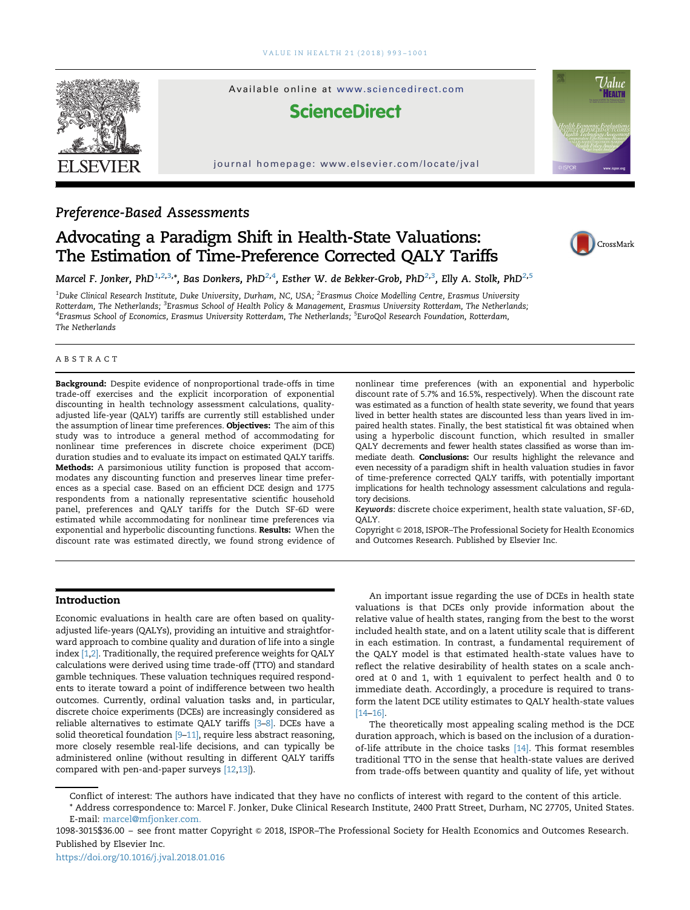## Preference-Based Assessments

# Advocating a Paradigm Shift in Health-State Valuations: The Estimation of Time-Preference Corrected QALY Tariffs

Marcel F. Jonker, PhD[1,2,3,*], Bas Donkers, PhD[2,4], Esther W. de Bekker-Grob, PhD[2,3], Elly A. Stolk, PhD[2,5]

[1]Duke Clinical Research Institute, Duke University, Durham, NC, USA; [2]Erasmus Choice Modelling Centre, Erasmus University Rotterdam, The Netherlands; [3]Erasmus School of Health Policy & Management, Erasmus University Rotterdam, The Netherlands; [4]Erasmus School of Economics, Erasmus University Rotterdam, The Netherlands; [5]EuroQol Research Foundation, Rotterdam, The Netherlands

## ABSTRACT

**Background:** Despite evidence of nonproportional trade-offs in time trade-off exercises and the explicit incorporation of exponential discounting in health technology assessment calculations, quality-adjusted life-year (QALY) tariffs are currently still established under the assumption of linear time preferences. **Objectives:** The aim of this study was to introduce a general method of accommodating for nonlinear time preferences in discrete choice experiment (DCE) duration studies and to evaluate its impact on estimated QALY tariffs. **Methods:** A parsimonious utility function is proposed that accommodates any discounting function and preserves linear time preferences as a special case. Based on an efficient DCE design and 1775 respondents from a nationally representative scientific household panel, preferences and QALY tariffs for the Dutch SF-6D were estimated while accommodating for nonlinear time preferences via exponential and hyperbolic discounting functions. **Results:** When the discount rate was estimated directly, we found strong evidence of nonlinear time preferences (with an exponential and hyperbolic discount rate of 5.7% and 16.5%, respectively). When the discount rate was estimated as a function of health state severity, we found that years lived in better health states are discounted less than years lived in impaired health states. Finally, the best statistical fit was obtained when using a hyperbolic discount function, which resulted in smaller QALY decrements and fewer health states classified as worse than immediate death. **Conclusions:** Our results highlight the relevance and even necessity of a paradigm shift in health valuation studies in favor of time-preference corrected QALY tariffs, with potentially important implications for health technology assessment calculations and regulatory decisions.

*Keywords:* discrete choice experiment, health state valuation, SF-6D, QALY.

Copyright © 2018, ISPOR–The Professional Society for Health Economics and Outcomes Research. Published by Elsevier Inc.

## Introduction

Economic evaluations in health care are often based on quality-adjusted life-years (QALYs), providing an intuitive and straightforward approach to combine quality and duration of life into a single index [1,2]. Traditionally, the required preference weights for QALY calculations were derived using time trade-off (TTO) and standard gamble techniques. These valuation techniques required respondents to iterate toward a point of indifference between two health outcomes. Currently, ordinal valuation tasks and, in particular, discrete choice experiments (DCEs) are increasingly considered as reliable alternatives to estimate QALY tariffs [3–8]. DCEs have a solid theoretical foundation [9–11], require less abstract reasoning, more closely resemble real-life decisions, and can typically be administered online (without resulting in different QALY tariffs compared with pen-and-paper surveys [12,13]).

An important issue regarding the use of DCEs in health state valuations is that DCEs only provide information about the relative value of health states, ranging from the best to the worst included health state, and on a latent utility scale that is different in each estimation. In contrast, a fundamental requirement of the QALY model is that estimated health-state values have to reflect the relative desirability of health states on a scale anchored at 0 and 1, with 1 equivalent to perfect health and 0 to immediate death. Accordingly, a procedure is required to transform the latent DCE utility estimates to QALY health-state values [14–16].

The theoretically most appealing scaling method is the DCE duration approach, which is based on the inclusion of a duration-of-life attribute in the choice tasks [14]. This format resembles traditional TTO in the sense that health-state values are derived from trade-offs between quantity and quality of life, yet without

Conflict of interest: The authors have indicated that they have no conflicts of interest with regard to the content of this article.

\* Address correspondence to: Marcel F. Jonker, Duke Clinical Research Institute, 2400 Pratt Street, Durham, NC 27705, United States. E-mail: marcel@mfjonker.com.

1098-3015$36.00 – see front matter Copyright © 2018, ISPOR–The Professional Society for Health Economics and Outcomes Research. Published by Elsevier Inc.

https://doi.org/10.1016/j.jval.2018.01.016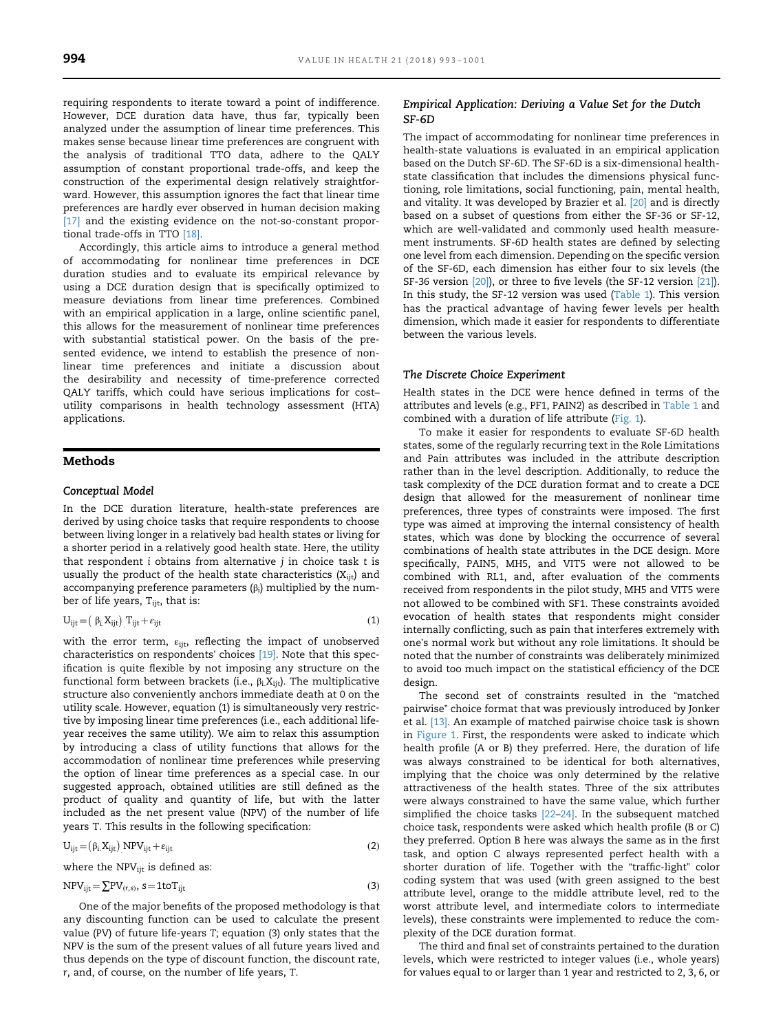requiring respondents to iterate toward a point of indifference. However, DCE duration data have, thus far, typically been analyzed under the assumption of linear time preferences. This makes sense because linear time preferences are congruent with the analysis of traditional TTO data, adhere to the QALY assumption of constant proportional trade-offs, and keep the construction of the experimental design relatively straightforward. However, this assumption ignores the fact that linear time preferences are hardly ever observed in human decision making [17] and the existing evidence on the not-so-constant proportional trade-offs in TTO [18].

Accordingly, this article aims to introduce a general method of accommodating for nonlinear time preferences in DCE duration studies and to evaluate its empirical relevance by using a DCE duration design that is specifically optimized to measure deviations from linear time preferences. Combined with an empirical application in a large, online scientific panel, this allows for the measurement of nonlinear time preferences with substantial statistical power. On the basis of the presented evidence, we intend to establish the presence of nonlinear time preferences and initiate a discussion about the desirability and necessity of time-preference corrected QALY tariffs, which could have serious implications for cost–utility comparisons in health technology assessment (HTA) applications.

## Methods

### *Conceptual Model*

In the DCE duration literature, health-state preferences are derived by using choice tasks that require respondents to choose between living longer in a relatively bad health states or living for a shorter period in a relatively good health state. Here, the utility that respondent $i$ obtains from alternative $j$ in choice task $t$ is usually the product of the health state characteristics ($X_{ijt}$) and accompanying preference parameters ($\beta_i$) multiplied by the number of life years, $T_{ijt}$, that is:

$$U_{ijt} = (\beta_i X_{ijt})\, T_{ijt} + \varepsilon_{ijt} \tag{1}$$

with the error term, $\varepsilon_{ijt}$, reflecting the impact of unobserved characteristics on respondents' choices [19]. Note that this specification is quite flexible by not imposing any structure on the functional form between brackets (i.e., $\beta_i X_{ijt}$). The multiplicative structure also conveniently anchors immediate death at 0 on the utility scale. However, equation (1) is simultaneously very restrictive by imposing linear time preferences (i.e., each additional life-year receives the same utility). We aim to relax this assumption by introducing a class of utility functions that allows for the accommodation of nonlinear time preferences while preserving the option of linear time preferences as a special case. In our suggested approach, obtained utilities are still defined as the product of quality and quantity of life, but with the latter included as the net present value (NPV) of the number of life years T. This results in the following specification:

$$U_{ijt} = (\beta_i X_{ijt})\, NPV_{ijt} + \varepsilon_{ijt} \tag{2}$$

where the $NPV_{ijt}$ is defined as:

$$NPV_{ijt} = \sum PV_{(r,s)},\ s = 1 \text{ to } T_{ijt} \tag{3}$$

One of the major benefits of the proposed methodology is that any discounting function can be used to calculate the present value (PV) of future life-years $T$; equation (3) only states that the NPV is the sum of the present values of all future years lived and thus depends on the type of discount function, the discount rate, $r$, and, of course, on the number of life years, $T$.

### *Empirical Application: Deriving a Value Set for the Dutch SF-6D*

The impact of accommodating for nonlinear time preferences in health-state valuations is evaluated in an empirical application based on the Dutch SF-6D. The SF-6D is a six-dimensional health-state classification that includes the dimensions physical functioning, role limitations, social functioning, pain, mental health, and vitality. It was developed by Brazier et al. [20] and is directly based on a subset of questions from either the SF-36 or SF-12, which are well-validated and commonly used health measurement instruments. SF-6D health states are defined by selecting one level from each dimension. Depending on the specific version of the SF-6D, each dimension has either four to six levels (the SF-36 version [20]), or three to five levels (the SF-12 version [21]). In this study, the SF-12 version was used (Table 1). This version has the practical advantage of having fewer levels per health dimension, which made it easier for respondents to differentiate between the various levels.

### *The Discrete Choice Experiment*

Health states in the DCE were hence defined in terms of the attributes and levels (e.g., PF1, PAIN2) as described in Table 1 and combined with a duration of life attribute (Fig. 1).

To make it easier for respondents to evaluate SF-6D health states, some of the regularly recurring text in the Role Limitations and Pain attributes was included in the attribute description rather than in the level description. Additionally, to reduce the task complexity of the DCE duration format and to create a DCE design that allowed for the measurement of nonlinear time preferences, three types of constraints were imposed. The first type was aimed at improving the internal consistency of health states, which was done by blocking the occurrence of several combinations of health state attributes in the DCE design. More specifically, PAIN5, MH5, and VIT5 were not allowed to be combined with RL1, and, after evaluation of the comments received from respondents in the pilot study, MH5 and VIT5 were not allowed to be combined with SF1. These constraints avoided evocation of health states that respondents might consider internally conflicting, such as pain that interferes extremely with one's normal work but without any role limitations. It should be noted that the number of constraints was deliberately minimized to avoid too much impact on the statistical efficiency of the DCE design.

The second set of constraints resulted in the "matched pairwise" choice format that was previously introduced by Jonker et al. [13]. An example of matched pairwise choice task is shown in Figure 1. First, the respondents were asked to indicate which health profile (A or B) they preferred. Here, the duration of life was always constrained to be identical for both alternatives, implying that the choice was only determined by the relative attractiveness of the health states. Three of the six attributes were always constrained to have the same value, which further simplified the choice tasks [22–24]. In the subsequent matched choice task, respondents were asked which health profile (B or C) they preferred. Option B here was always the same as in the first task, and option C always represented perfect health with a shorter duration of life. Together with the "traffic-light" color coding system that was used (with green assigned to the best attribute level, orange to the middle attribute level, red to the worst attribute level, and intermediate colors to intermediate levels), these constraints were implemented to reduce the complexity of the DCE duration format.

The third and final set of constraints pertained to the duration levels, which were restricted to integer values (i.e., whole years) for values equal to or larger than 1 year and restricted to 2, 3, 6, or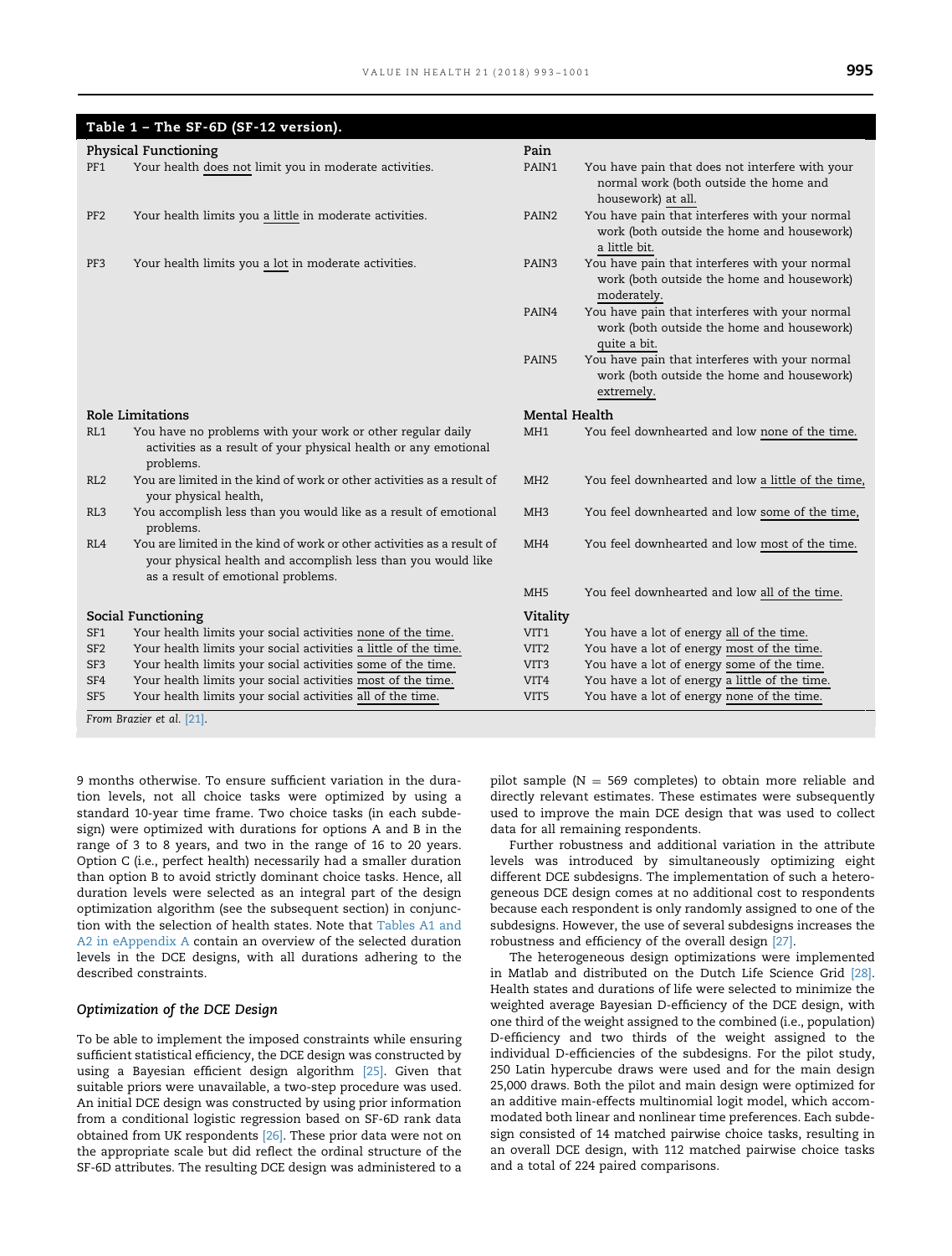**Table 1 – The SF-6D (SF-12 version).**

| | | | |
|---|---|---|---|
| **Physical Functioning** | | **Pain** | |
| PF1 | Your health does not limit you in moderate activities. | PAIN1 | You have pain that does not interfere with your normal work (both outside the home and housework) at all. |
| PF2 | Your health limits you a little in moderate activities. | PAIN2 | You have pain that interferes with your normal work (both outside the home and housework) a little bit. |
| PF3 | Your health limits you a lot in moderate activities. | PAIN3 | You have pain that interferes with your normal work (both outside the home and housework) moderately. |
| | | PAIN4 | You have pain that interferes with your normal work (both outside the home and housework) quite a bit. |
| | | PAIN5 | You have pain that interferes with your normal work (both outside the home and housework) extremely. |
| **Role Limitations** | | **Mental Health** | |
| RL1 | You have no problems with your work or other regular daily activities as a result of your physical health or any emotional problems. | MH1 | You feel downhearted and low none of the time. |
| RL2 | You are limited in the kind of work or other activities as a result of your physical health, | MH2 | You feel downhearted and low a little of the time, |
| RL3 | You accomplish less than you would like as a result of emotional problems. | MH3 | You feel downhearted and low some of the time, |
| RL4 | You are limited in the kind of work or other activities as a result of your physical health and accomplish less than you would like as a result of emotional problems. | MH4 | You feel downhearted and low most of the time. |
| | | MH5 | You feel downhearted and low all of the time. |
| **Social Functioning** | | **Vitality** | |
| SF1 | Your health limits your social activities none of the time. | VIT1 | You have a lot of energy all of the time. |
| SF2 | Your health limits your social activities a little of the time. | VIT2 | You have a lot of energy most of the time. |
| SF3 | Your health limits your social activities some of the time. | VIT3 | You have a lot of energy some of the time. |
| SF4 | Your health limits your social activities most of the time. | VIT4 | You have a lot of energy a little of the time. |
| SF5 | Your health limits your social activities all of the time. | VIT5 | You have a lot of energy none of the time. |

*From Brazier et al. [21].*

9 months otherwise. To ensure sufficient variation in the duration levels, not all choice tasks were optimized by using a standard 10-year time frame. Two choice tasks (in each subdesign) were optimized with durations for options A and B in the range of 3 to 8 years, and two in the range of 16 to 20 years. Option C (i.e., perfect health) necessarily had a smaller duration than option B to avoid strictly dominant choice tasks. Hence, all duration levels were selected as an integral part of the design optimization algorithm (see the subsequent section) in conjunction with the selection of health states. Note that Tables A1 and A2 in eAppendix A contain an overview of the selected duration levels in the DCE designs, with all durations adhering to the described constraints.

### Optimization of the DCE Design

To be able to implement the imposed constraints while ensuring sufficient statistical efficiency, the DCE design was constructed by using a Bayesian efficient design algorithm [25]. Given that suitable priors were unavailable, a two-step procedure was used. An initial DCE design was constructed by using prior information from a conditional logistic regression based on SF-6D rank data obtained from UK respondents [26]. These prior data were not on the appropriate scale but did reflect the ordinal structure of the SF-6D attributes. The resulting DCE design was administered to a pilot sample (N = 569 completes) to obtain more reliable and directly relevant estimates. These estimates were subsequently used to improve the main DCE design that was used to collect data for all remaining respondents.

Further robustness and additional variation in the attribute levels was introduced by simultaneously optimizing eight different DCE subdesigns. The implementation of such a heterogeneous DCE design comes at no additional cost to respondents because each respondent is only randomly assigned to one of the subdesigns. However, the use of several subdesigns increases the robustness and efficiency of the overall design [27].

The heterogeneous design optimizations were implemented in Matlab and distributed on the Dutch Life Science Grid [28]. Health states and durations of life were selected to minimize the weighted average Bayesian D-efficiency of the DCE design, with one third of the weight assigned to the combined (i.e., population) D-efficiency and two thirds of the weight assigned to the individual D-efficiencies of the subdesigns. For the pilot study, 250 Latin hypercube draws were used and for the main design 25,000 draws. Both the pilot and main design were optimized for an additive main-effects multinomial logit model, which accommodated both linear and nonlinear time preferences. Each subdesign consisted of 14 matched pairwise choice tasks, resulting in an overall DCE design, with 112 matched pairwise choice tasks and a total of 224 paired comparisons.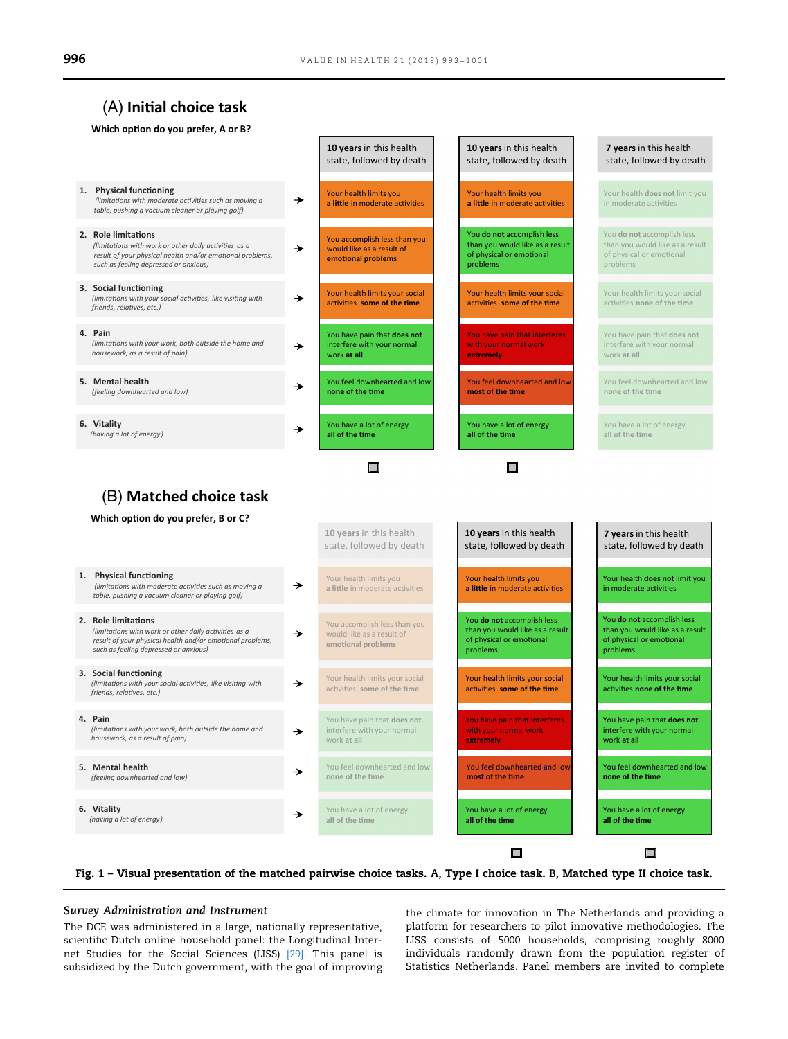## (A) Initial choice task

**Which option do you prefer, A or B?**

| | 10 years in this health state, followed by death | 10 years in this health state, followed by death | 7 years in this health state, followed by death |
|---|---|---|---|
| **1. Physical functioning** *(limitations with moderate activities such as moving a table, pushing a vacuum cleaner or playing golf)* | Your health limits you **a little** in moderate activities | Your health limits you **a little** in moderate activities | Your health **does not** limit you in moderate activities |
| **2. Role limitations** *(limitations with work or other daily activities as a result of your physical health and/or emotional problems, such as feeling depressed or anxious)* | You accomplish less than you would like as a result of **emotional problems** | You **do not** accomplish less than you would like as a result of physical or emotional problems | You **do not** accomplish less than you would like as a result of physical or emotional problems |
| **3. Social functioning** *(limitations with your social activities, like visiting with friends, relatives, etc.)* | Your health limits your social activities **some of the time** | Your health limits your social activities **some of the time** | Your health limits your social activities **none of the time** |
| **4. Pain** *(limitations with your work, both outside the home and housework, as a result of pain)* | You have pain that **does not** interfere with your normal work **at all** | You have pain that interferes with your normal work **extremely** | You have pain that **does not** interfere with your normal work **at all** |
| **5. Mental health** *(feeling downhearted and low)* | You feel downhearted and low **none of the time** | You feel downhearted and low **most of the time** | You feel downhearted and low **none of the time** |
| **6. Vitality** *(having a lot of energy)* | You have a lot of energy **all of the time** | You have a lot of energy **all of the time** | You have a lot of energy **all of the time** |
| | ☐ | ☐ | |

## (B) Matched choice task

**Which option do you prefer, B or C?**

| | 10 years in this health state, followed by death | 10 years in this health state, followed by death | 7 years in this health state, followed by death |
|---|---|---|---|
| **1. Physical functioning** *(limitations with moderate activities such as moving a table, pushing a vacuum cleaner or playing golf)* | Your health limits you **a little** in moderate activities | Your health limits you **a little** in moderate activities | Your health **does not** limit you in moderate activities |
| **2. Role limitations** *(limitations with work or other daily activities as a result of your physical health and/or emotional problems, such as feeling depressed or anxious)* | You accomplish less than you would like as a result of **emotional problems** | You **do not** accomplish less than you would like as a result of physical or emotional problems | You **do not** accomplish less than you would like as a result of physical or emotional problems |
| **3. Social functioning** *(limitations with your social activities, like visiting with friends, relatives, etc.)* | Your health limits your social activities **some of the time** | Your health limits your social activities **some of the time** | Your health limits your social activities **none of the time** |
| **4. Pain** *(limitations with your work, both outside the home and housework, as a result of pain)* | You have pain that **does not** interfere with your normal work **at all** | You have pain that interferes with your normal work **extremely** | You have pain that **does not** interfere with your normal work **at all** |
| **5. Mental health** *(feeling downhearted and low)* | You feel downhearted and low **none of the time** | You feel downhearted and low **most of the time** | You feel downhearted and low **none of the time** |
| **6. Vitality** *(having a lot of energy)* | You have a lot of energy **all of the time** | You have a lot of energy **all of the time** | You have a lot of energy **all of the time** |
| | | ☐ | ☐ |

**Fig. 1 – Visual presentation of the matched pairwise choice tasks. A, Type I choice task. B, Matched type II choice task.**

### *Survey Administration and Instrument*

The DCE was administered in a large, nationally representative, scientific Dutch online household panel: the Longitudinal Internet Studies for the Social Sciences (LISS) [29]. This panel is subsidized by the Dutch government, with the goal of improving the climate for innovation in The Netherlands and providing a platform for researchers to pilot innovative methodologies. The LISS consists of 5000 households, comprising roughly 8000 individuals randomly drawn from the population register of Statistics Netherlands. Panel members are invited to complete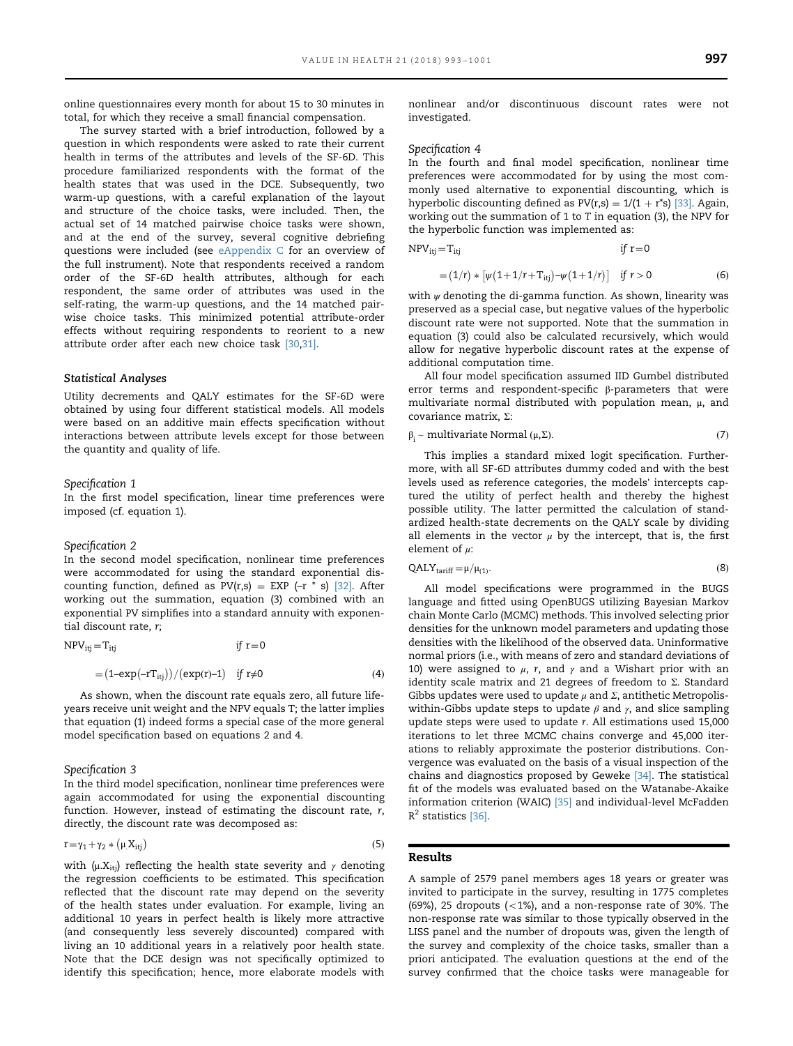online questionnaires every month for about 15 to 30 minutes in total, for which they receive a small financial compensation.

The survey started with a brief introduction, followed by a question in which respondents were asked to rate their current health in terms of the attributes and levels of the SF-6D. This procedure familiarized respondents with the format of the health states that was used in the DCE. Subsequently, two warm-up questions, with a careful explanation of the layout and structure of the choice tasks, were included. Then, the actual set of 14 matched pairwise choice tasks were shown, and at the end of the survey, several cognitive debriefing questions were included (see eAppendix C for an overview of the full instrument). Note that respondents received a random order of the SF-6D health attributes, although for each respondent, the same order of attributes was used in the self-rating, the warm-up questions, and the 14 matched pairwise choice tasks. This minimized potential attribute-order effects without requiring respondents to reorient to a new attribute order after each new choice task [30,31].

### Statistical Analyses

Utility decrements and QALY estimates for the SF-6D were obtained by using four different statistical models. All models were based on an additive main effects specification without interactions between attribute levels except for those between the quantity and quality of life.

#### Specification 1

In the first model specification, linear time preferences were imposed (cf. equation 1).

#### Specification 2

In the second model specification, nonlinear time preferences were accommodated for using the standard exponential discounting function, defined as PV(r,s) = EXP (–r * s) [32]. After working out the summation, equation (3) combined with an exponential PV simplifies into a standard annuity with exponential discount rate, *r*;

$$\mathrm{NPV}_{itj} = \mathrm{T}_{itj} \qquad \text{if } r = 0$$

$$= (1 - \exp(-r\mathrm{T}_{itj}))/(\exp(r) - 1) \quad \text{if } r \neq 0 \tag{4}$$

As shown, when the discount rate equals zero, all future life-years receive unit weight and the NPV equals T; the latter implies that equation (1) indeed forms a special case of the more general model specification based on equations 2 and 4.

#### Specification 3

In the third model specification, nonlinear time preferences were again accommodated for using the exponential discounting function. However, instead of estimating the discount rate, *r*, directly, the discount rate was decomposed as:

$$r = \gamma_1 + \gamma_2 * (\mu.\mathrm{X}_{itj}) \tag{5}$$

with $(\mu.\mathrm{X}_{itj})$ reflecting the health state severity and $\gamma$ denoting the regression coefficients to be estimated. This specification reflected that the discount rate may depend on the severity of the health states under evaluation. For example, living an additional 10 years in perfect health is likely more attractive (and consequently less severely discounted) compared with living an 10 additional years in a relatively poor health state. Note that the DCE design was not specifically optimized to identify this specification; hence, more elaborate models with nonlinear and/or discontinuous discount rates were not investigated.

#### Specification 4

In the fourth and final model specification, nonlinear time preferences were accommodated for by using the most commonly used alternative to exponential discounting, which is hyperbolic discounting defined as PV(r,s) = 1/(1 + r*s) [33]. Again, working out the summation of 1 to *T* in equation (3), the NPV for the hyperbolic function was implemented as:

$$\mathrm{NPV}_{itj} = \mathrm{T}_{itj} \qquad \text{if } r = 0$$

$$= (1/r) * \left[\psi(1 + 1/r + \mathrm{T}_{itj}) - \psi(1 + 1/r)\right] \quad \text{if } r > 0 \tag{6}$$

with $\psi$ denoting the di-gamma function. As shown, linearity was preserved as a special case, but negative values of the hyperbolic discount rate were not supported. Note that the summation in equation (3) could also be calculated recursively, which would allow for negative hyperbolic discount rates at the expense of additional computation time.

All four model specification assumed IID Gumbel distributed error terms and respondent-specific β-parameters that were multivariate normal distributed with population mean, μ, and covariance matrix, Σ:

$$\beta_i \sim \text{multivariate Normal}(\mu, \Sigma). \tag{7}$$

This implies a standard mixed logit specification. Furthermore, with all SF-6D attributes dummy coded and with the best levels used as reference categories, the models' intercepts captured the utility of perfect health and thereby the highest possible utility. The latter permitted the calculation of standardized health-state decrements on the QALY scale by dividing all elements in the vector $\mu$ by the intercept, that is, the first element of $\mu$:

$$\mathrm{QALY}_{tariff} = \mu/\mu_{(1)}. \tag{8}$$

All model specifications were programmed in the BUGS language and fitted using OpenBUGS utilizing Bayesian Markov chain Monte Carlo (MCMC) methods. This involved selecting prior densities for the unknown model parameters and updating those densities with the likelihood of the observed data. Uninformative normal priors (i.e., with means of zero and standard deviations of 10) were assigned to $\mu$, $r$, and $\gamma$ and a Wishart prior with an identity scale matrix and 21 degrees of freedom to Σ. Standard Gibbs updates were used to update $\mu$ and Σ, antithetic Metropolis-within-Gibbs update steps to update $\beta$ and $\gamma$, and slice sampling update steps were used to update $r$. All estimations used 15,000 iterations to let three MCMC chains converge and 45,000 iterations to reliably approximate the posterior distributions. Convergence was evaluated on the basis of a visual inspection of the chains and diagnostics proposed by Geweke [34]. The statistical fit of the models was evaluated based on the Watanabe-Akaike information criterion (WAIC) [35] and individual-level McFadden $R^2$ statistics [36].

## Results

A sample of 2579 panel members ages 18 years or greater was invited to participate in the survey, resulting in 1775 completes (69%), 25 dropouts (<1%), and a non-response rate of 30%. The non-response rate was similar to those typically observed in the LISS panel and the number of dropouts was, given the length of the survey and complexity of the choice tasks, smaller than a priori anticipated. The evaluation questions at the end of the survey confirmed that the choice tasks were manageable for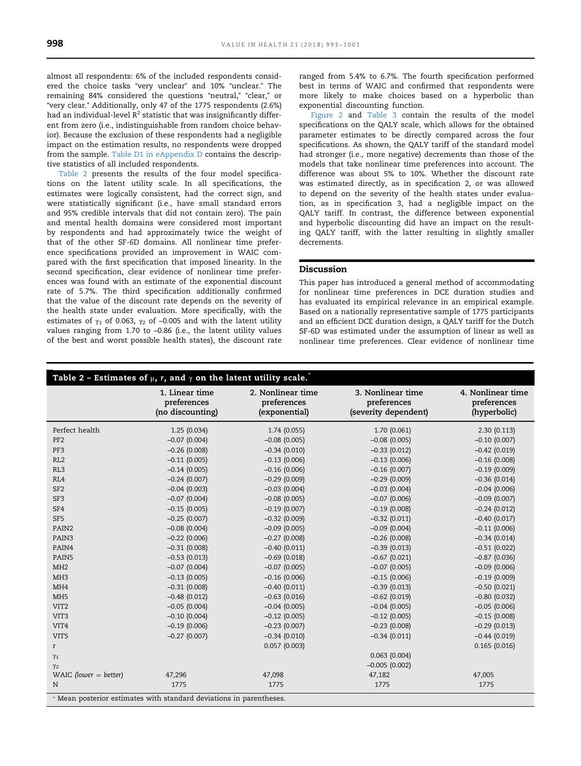almost all respondents: 6% of the included respondents considered the choice tasks "very unclear" and 10% "unclear." The remaining 84% considered the questions "neutral," "clear," or "very clear." Additionally, only 47 of the 1775 respondents (2.6%) had an individual-level $R^2$ statistic that was insignificantly different from zero (i.e., indistinguishable from random choice behavior). Because the exclusion of these respondents had a negligible impact on the estimation results, no respondents were dropped from the sample. Table D1 in eAppendix D contains the descriptive statistics of all included respondents.

Table 2 presents the results of the four model specifications on the latent utility scale. In all specifications, the estimates were logically consistent, had the correct sign, and were statistically significant (i.e., have small standard errors and 95% credible intervals that did not contain zero). The pain and mental health domains were considered most important by respondents and had approximately twice the weight of that of the other SF-6D domains. All nonlinear time preference specifications provided an improvement in WAIC compared with the first specification that imposed linearity. In the second specification, clear evidence of nonlinear time preferences was found with an estimate of the exponential discount rate of 5.7%. The third specification additionally confirmed that the value of the discount rate depends on the severity of the health state under evaluation. More specifically, with the estimates of $\gamma_1$ of 0.063, $\gamma_2$ of –0.005 and with the latent utility values ranging from 1.70 to –0.86 (i.e., the latent utility values of the best and worst possible health states), the discount rate ranged from 5.4% to 6.7%. The fourth specification performed best in terms of WAIC and confirmed that respondents were more likely to make choices based on a hyperbolic than exponential discounting function.

Figure 2 and Table 3 contain the results of the model specifications on the QALY scale, which allows for the obtained parameter estimates to be directly compared across the four specifications. As shown, the QALY tariff of the standard model had stronger (i.e., more negative) decrements than those of the models that take nonlinear time preferences into account. The difference was about 5% to 10%. Whether the discount rate was estimated directly, as in specification 2, or was allowed to depend on the severity of the health states under evaluation, as in specification 3, had a negligible impact on the QALY tariff. In contrast, the difference between exponential and hyperbolic discounting did have an impact on the resulting QALY tariff, with the latter resulting in slightly smaller decrements.

## Discussion

This paper has introduced a general method of accommodating for nonlinear time preferences in DCE duration studies and has evaluated its empirical relevance in an empirical example. Based on a nationally representative sample of 1775 participants and an efficient DCE duration design, a QALY tariff for the Dutch SF-6D was estimated under the assumption of linear as well as nonlinear time preferences. Clear evidence of nonlinear time

**Table 2 – Estimates of $\mu$, $r$, and $\gamma$ on the latent utility scale.***

| | 1. Linear time preferences (no discounting) | 2. Nonlinear time preferences (exponential) | 3. Nonlinear time preferences (severity dependent) | 4. Nonlinear time preferences (hyperbolic) |
|---|---|---|---|---|
| Perfect health | 1.25 (0.034) | 1.74 (0.055) | 1.70 (0.061) | 2.30 (0.113) |
| PF2 | –0.07 (0.004) | –0.08 (0.005) | –0.08 (0.005) | –0.10 (0.007) |
| PF3 | –0.26 (0.008) | –0.34 (0.010) | –0.33 (0.012) | –0.42 (0.019) |
| RL2 | –0.11 (0.005) | –0.13 (0.006) | –0.13 (0.006) | –0.16 (0.008) |
| RL3 | –0.14 (0.005) | –0.16 (0.006) | –0.16 (0.007) | –0.19 (0.009) |
| RL4 | –0.24 (0.007) | –0.29 (0.009) | –0.29 (0.009) | –0.36 (0.014) |
| SF2 | –0.04 (0.003) | –0.03 (0.004) | –0.03 (0.004) | –0.04 (0.006) |
| SF3 | –0.07 (0.004) | –0.08 (0.005) | –0.07 (0.006) | –0.09 (0.007) |
| SF4 | –0.15 (0.005) | –0.19 (0.007) | –0.19 (0.008) | –0.24 (0.012) |
| SF5 | –0.25 (0.007) | –0.32 (0.009) | –0.32 (0.011) | –0.40 (0.017) |
| PAIN2 | –0.08 (0.004) | –0.09 (0.005) | –0.09 (0.004) | –0.11 (0.006) |
| PAIN3 | –0.22 (0.006) | –0.27 (0.008) | –0.26 (0.008) | –0.34 (0.014) |
| PAIN4 | –0.31 (0.008) | –0.40 (0.011) | –0.39 (0.013) | –0.51 (0.022) |
| PAIN5 | –0.53 (0.013) | –0.69 (0.018) | –0.67 (0.021) | –0.87 (0.036) |
| MH2 | –0.07 (0.004) | –0.07 (0.005) | –0.07 (0.005) | –0.09 (0.006) |
| MH3 | –0.13 (0.005) | –0.16 (0.006) | –0.15 (0.006) | –0.19 (0.009) |
| MH4 | –0.31 (0.008) | –0.40 (0.011) | –0.39 (0.013) | –0.50 (0.021) |
| MH5 | –0.48 (0.012) | –0.63 (0.016) | –0.62 (0.019) | –0.80 (0.032) |
| VIT2 | –0.05 (0.004) | –0.04 (0.005) | –0.04 (0.005) | –0.05 (0.006) |
| VIT3 | –0.10 (0.004) | –0.12 (0.005) | –0.12 (0.005) | –0.15 (0.008) |
| VIT4 | –0.19 (0.006) | –0.23 (0.007) | –0.23 (0.008) | –0.29 (0.013) |
| VIT5 | –0.27 (0.007) | –0.34 (0.010) | –0.34 (0.011) | –0.44 (0.019) |
| r | | 0.057 (0.003) | | 0.165 (0.016) |
| $\gamma_1$ | | | 0.063 (0.004) | |
| $\gamma_2$ | | | –0.005 (0.002) | |
| WAIC (*lower = better*) | 47,296 | 47,098 | 47,182 | 47,005 |
| N | 1775 | 1775 | 1775 | 1775 |

* Mean posterior estimates with standard deviations in parentheses.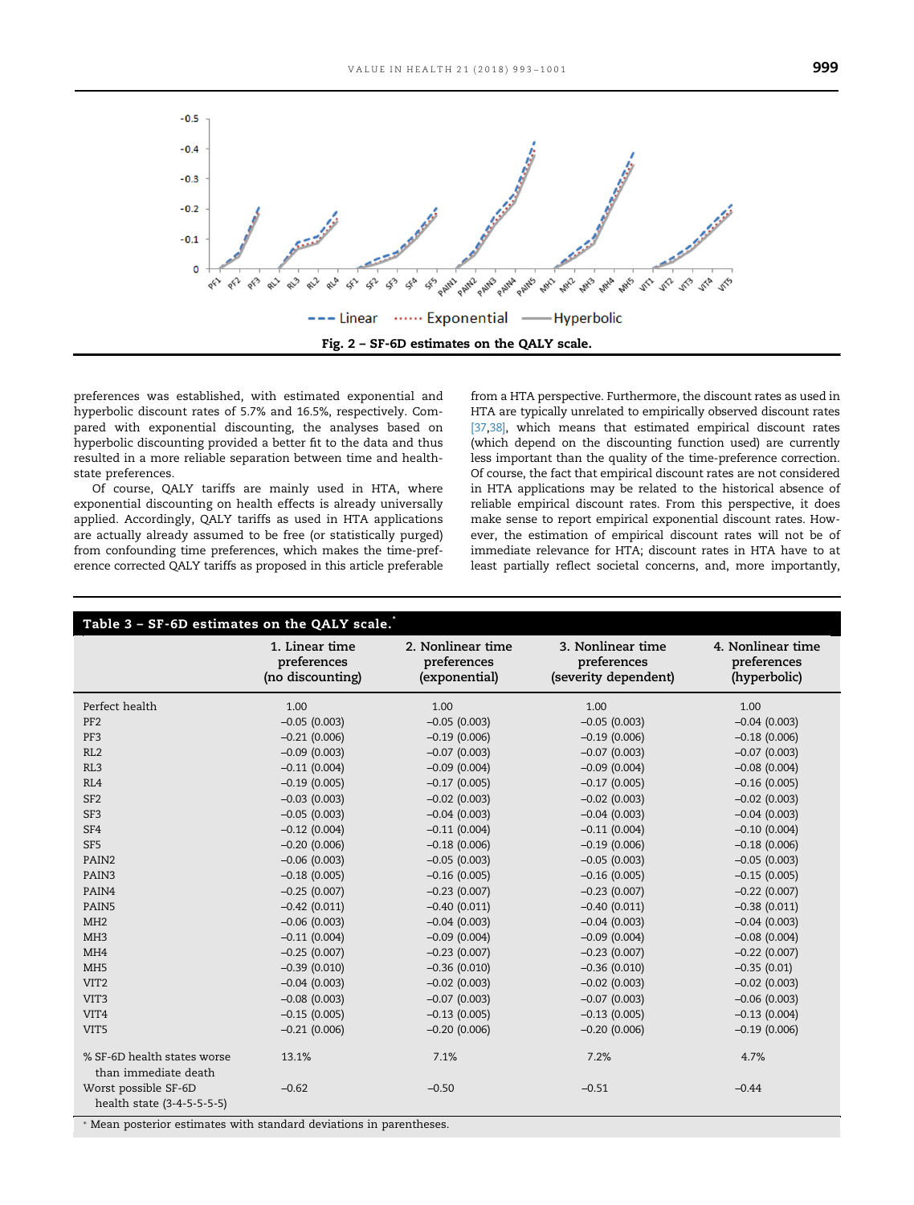Fig. 2 – SF-6D estimates on the QALY scale.

preferences was established, with estimated exponential and hyperbolic discount rates of 5.7% and 16.5%, respectively. Compared with exponential discounting, the analyses based on hyperbolic discounting provided a better fit to the data and thus resulted in a more reliable separation between time and health-state preferences.

Of course, QALY tariffs are mainly used in HTA, where exponential discounting on health effects is already universally applied. Accordingly, QALY tariffs as used in HTA applications are actually already assumed to be free (or statistically purged) from confounding time preferences, which makes the time-preference corrected QALY tariffs as proposed in this article preferable from a HTA perspective. Furthermore, the discount rates as used in HTA are typically unrelated to empirically observed discount rates [37,38], which means that estimated empirical discount rates (which depend on the discounting function used) are currently less important than the quality of the time-preference correction. Of course, the fact that empirical discount rates are not considered in HTA applications may be related to the historical absence of reliable empirical discount rates. From this perspective, it does make sense to report empirical exponential discount rates. However, the estimation of empirical discount rates will not be of immediate relevance for HTA; discount rates in HTA have to at least partially reflect societal concerns, and, more importantly,

**Table 3 – SF-6D estimates on the QALY scale.***

| | 1. Linear time preferences (no discounting) | 2. Nonlinear time preferences (exponential) | 3. Nonlinear time preferences (severity dependent) | 4. Nonlinear time preferences (hyperbolic) |
|---|---|---|---|---|
| Perfect health | 1.00 | 1.00 | 1.00 | 1.00 |
| PF2 | −0.05 (0.003) | −0.05 (0.003) | −0.05 (0.003) | −0.04 (0.003) |
| PF3 | −0.21 (0.006) | −0.19 (0.006) | −0.19 (0.006) | −0.18 (0.006) |
| RL2 | −0.09 (0.003) | −0.07 (0.003) | −0.07 (0.003) | −0.07 (0.003) |
| RL3 | −0.11 (0.004) | −0.09 (0.004) | −0.09 (0.004) | −0.08 (0.004) |
| RL4 | −0.19 (0.005) | −0.17 (0.005) | −0.17 (0.005) | −0.16 (0.005) |
| SF2 | −0.03 (0.003) | −0.02 (0.003) | −0.02 (0.003) | −0.02 (0.003) |
| SF3 | −0.05 (0.003) | −0.04 (0.003) | −0.04 (0.003) | −0.04 (0.003) |
| SF4 | −0.12 (0.004) | −0.11 (0.004) | −0.11 (0.004) | −0.10 (0.004) |
| SF5 | −0.20 (0.006) | −0.18 (0.006) | −0.19 (0.006) | −0.18 (0.006) |
| PAIN2 | −0.06 (0.003) | −0.05 (0.003) | −0.05 (0.003) | −0.05 (0.003) |
| PAIN3 | −0.18 (0.005) | −0.16 (0.005) | −0.16 (0.005) | −0.15 (0.005) |
| PAIN4 | −0.25 (0.007) | −0.23 (0.007) | −0.23 (0.007) | −0.22 (0.007) |
| PAIN5 | −0.42 (0.011) | −0.40 (0.011) | −0.40 (0.011) | −0.38 (0.011) |
| MH2 | −0.06 (0.003) | −0.04 (0.003) | −0.04 (0.003) | −0.04 (0.003) |
| MH3 | −0.11 (0.004) | −0.09 (0.004) | −0.09 (0.004) | −0.08 (0.004) |
| MH4 | −0.25 (0.007) | −0.23 (0.007) | −0.23 (0.007) | −0.22 (0.007) |
| MH5 | −0.39 (0.010) | −0.36 (0.010) | −0.36 (0.010) | −0.35 (0.01) |
| VIT2 | −0.04 (0.003) | −0.02 (0.003) | −0.02 (0.003) | −0.02 (0.003) |
| VIT3 | −0.08 (0.003) | −0.07 (0.003) | −0.07 (0.003) | −0.06 (0.003) |
| VIT4 | −0.15 (0.005) | −0.13 (0.005) | −0.13 (0.005) | −0.13 (0.004) |
| VIT5 | −0.21 (0.006) | −0.20 (0.006) | −0.20 (0.006) | −0.19 (0.006) |
| % SF-6D health states worse than immediate death | 13.1% | 7.1% | 7.2% | 4.7% |
| Worst possible SF-6D health state (3-4-5-5-5-5) | −0.62 | −0.50 | −0.51 | −0.44 |

\* Mean posterior estimates with standard deviations in parentheses.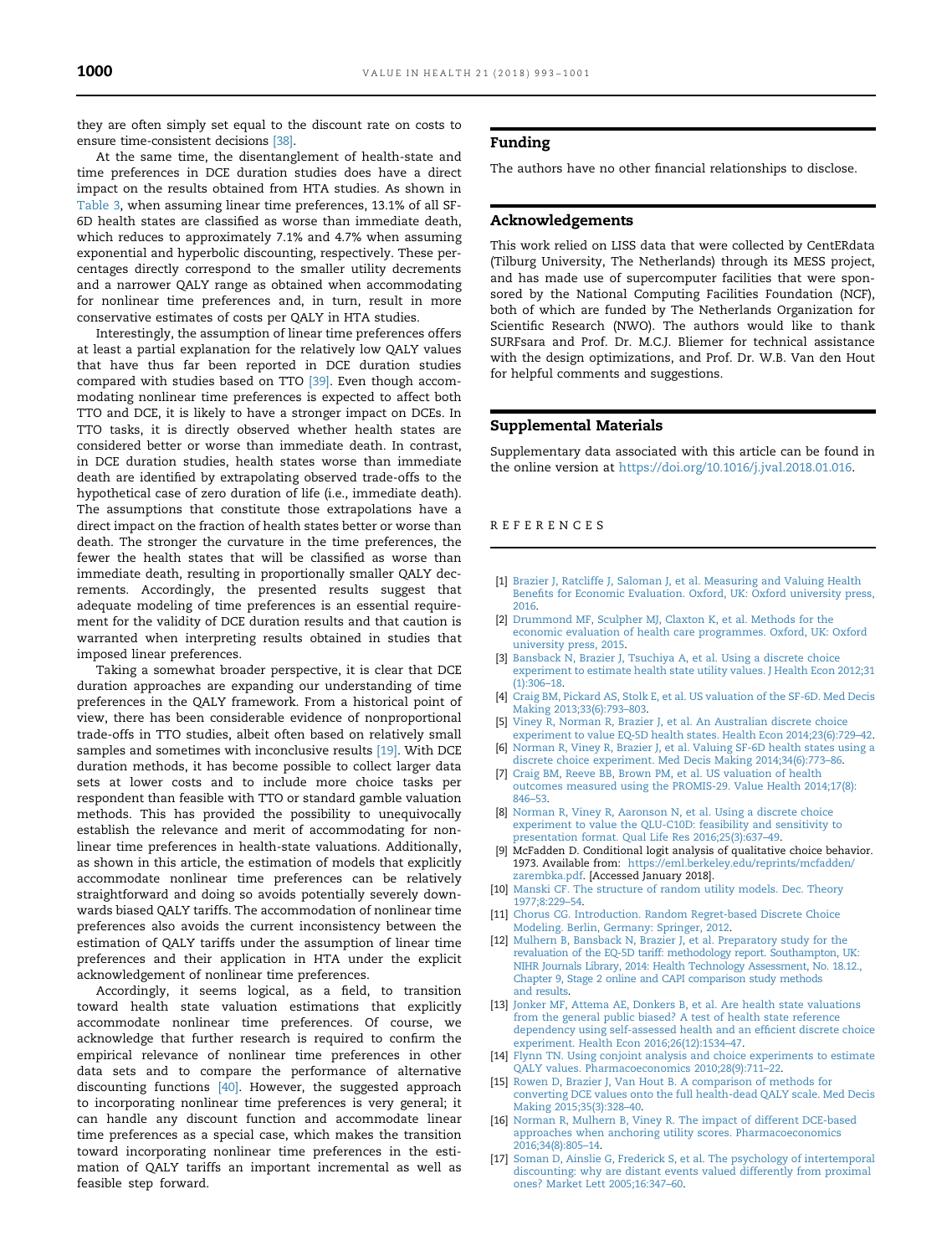they are often simply set equal to the discount rate on costs to ensure time-consistent decisions [38].

At the same time, the disentanglement of health-state and time preferences in DCE duration studies does have a direct impact on the results obtained from HTA studies. As shown in Table 3, when assuming linear time preferences, 13.1% of all SF-6D health states are classified as worse than immediate death, which reduces to approximately 7.1% and 4.7% when assuming exponential and hyperbolic discounting, respectively. These percentages directly correspond to the smaller utility decrements and a narrower QALY range as obtained when accommodating for nonlinear time preferences and, in turn, result in more conservative estimates of costs per QALY in HTA studies.

Interestingly, the assumption of linear time preferences offers at least a partial explanation for the relatively low QALY values that have thus far been reported in DCE duration studies compared with studies based on TTO [39]. Even though accommodating nonlinear time preferences is expected to affect both TTO and DCE, it is likely to have a stronger impact on DCEs. In TTO tasks, it is directly observed whether health states are considered better or worse than immediate death. In contrast, in DCE duration studies, health states worse than immediate death are identified by extrapolating observed trade-offs to the hypothetical case of zero duration of life (i.e., immediate death). The assumptions that constitute those extrapolations have a direct impact on the fraction of health states better or worse than death. The stronger the curvature in the time preferences, the fewer the health states that will be classified as worse than immediate death, resulting in proportionally smaller QALY decrements. Accordingly, the presented results suggest that adequate modeling of time preferences is an essential requirement for the validity of DCE duration results and that caution is warranted when interpreting results obtained in studies that imposed linear preferences.

Taking a somewhat broader perspective, it is clear that DCE duration approaches are expanding our understanding of time preferences in the QALY framework. From a historical point of view, there has been considerable evidence of nonproportional trade-offs in TTO studies, albeit often based on relatively small samples and sometimes with inconclusive results [19]. With DCE duration methods, it has become possible to collect larger data sets at lower costs and to include more choice tasks per respondent than feasible with TTO or standard gamble valuation methods. This has provided the possibility to unequivocally establish the relevance and merit of accommodating for nonlinear time preferences in health-state valuations. Additionally, as shown in this article, the estimation of models that explicitly accommodate nonlinear time preferences can be relatively straightforward and doing so avoids potentially severely downwards biased QALY tariffs. The accommodation of nonlinear time preferences also avoids the current inconsistency between the estimation of QALY tariffs under the assumption of linear time preferences and their application in HTA under the explicit acknowledgement of nonlinear time preferences.

Accordingly, it seems logical, as a field, to transition toward health state valuation estimations that explicitly accommodate nonlinear time preferences. Of course, we acknowledge that further research is required to confirm the empirical relevance of nonlinear time preferences in other data sets and to compare the performance of alternative discounting functions [40]. However, the suggested approach to incorporating nonlinear time preferences is very general; it can handle any discount function and accommodate linear time preferences as a special case, which makes the transition toward incorporating nonlinear time preferences in the estimation of QALY tariffs an important incremental as well as feasible step forward.

## Funding

The authors have no other financial relationships to disclose.

## Acknowledgements

This work relied on LISS data that were collected by CentERdata (Tilburg University, The Netherlands) through its MESS project, and has made use of supercomputer facilities that were sponsored by the National Computing Facilities Foundation (NCF), both of which are funded by The Netherlands Organization for Scientific Research (NWO). The authors would like to thank SURFsara and Prof. Dr. M.C.J. Bliemer for technical assistance with the design optimizations, and Prof. Dr. W.B. Van den Hout for helpful comments and suggestions.

## Supplemental Materials

Supplementary data associated with this article can be found in the online version at https://doi.org/10.1016/j.jval.2018.01.016.

## REFERENCES

[1] Brazier J, Ratcliffe J, Saloman J, et al. Measuring and Valuing Health Benefits for Economic Evaluation. Oxford, UK: Oxford university press, 2016.

[2] Drummond MF, Sculpher MJ, Claxton K, et al. Methods for the economic evaluation of health care programmes. Oxford, UK: Oxford university press, 2015.

[3] Bansback N, Brazier J, Tsuchiya A, et al. Using a discrete choice experiment to estimate health state utility values. J Health Econ 2012;31(1):306–18.

[4] Craig BM, Pickard AS, Stolk E, et al. US valuation of the SF-6D. Med Decis Making 2013;33(6):793–803.

[5] Viney R, Norman R, Brazier J, et al. An Australian discrete choice experiment to value EQ-5D health states. Health Econ 2014;23(6):729–42.

[6] Norman R, Viney R, Brazier J, et al. Valuing SF-6D health states using a discrete choice experiment. Med Decis Making 2014;34(6):773–86.

[7] Craig BM, Reeve BB, Brown PM, et al. US valuation of health outcomes measured using the PROMIS-29. Value Health 2014;17(8):846–53.

[8] Norman R, Viney R, Aaronson N, et al. Using a discrete choice experiment to value the QLU-C10D: feasibility and sensitivity to presentation format. Qual Life Res 2016;25(3):637–49.

[9] McFadden D. Conditional logit analysis of qualitative choice behavior. 1973. Available from: https://eml.berkeley.edu/reprints/mcfadden/zarembka.pdf. [Accessed January 2018].

[10] Manski CF. The structure of random utility models. Dec. Theory 1977;8:229–54.

[11] Chorus CG. Introduction. Random Regret-based Discrete Choice Modeling. Berlin, Germany: Springer, 2012.

[12] Mulhern B, Bansback N, Brazier J, et al. Preparatory study for the revaluation of the EQ-5D tariff: methodology report. Southampton, UK: NIHR Journals Library, 2014: Health Technology Assessment, No. 18.12., Chapter 9, Stage 2 online and CAPI comparison study methods and results.

[13] Jonker MF, Attema AE, Donkers B, et al. Are health state valuations from the general public biased? A test of health state reference dependency using self-assessed health and an efficient discrete choice experiment. Health Econ 2016;26(12):1534–47.

[14] Flynn TN. Using conjoint analysis and choice experiments to estimate QALY values. Pharmacoeconomics 2010;28(9):711–22.

[15] Rowen D, Brazier J, Van Hout B. A comparison of methods for converting DCE values onto the full health-dead QALY scale. Med Decis Making 2015;35(3):328–40.

[16] Norman R, Mulhern B, Viney R. The impact of different DCE-based approaches when anchoring utility scores. Pharmacoeconomics 2016;34(8):805–14.

[17] Soman D, Ainslie G, Frederick S, et al. The psychology of intertemporal discounting: why are distant events valued differently from proximal ones? Market Lett 2005;16:347–60.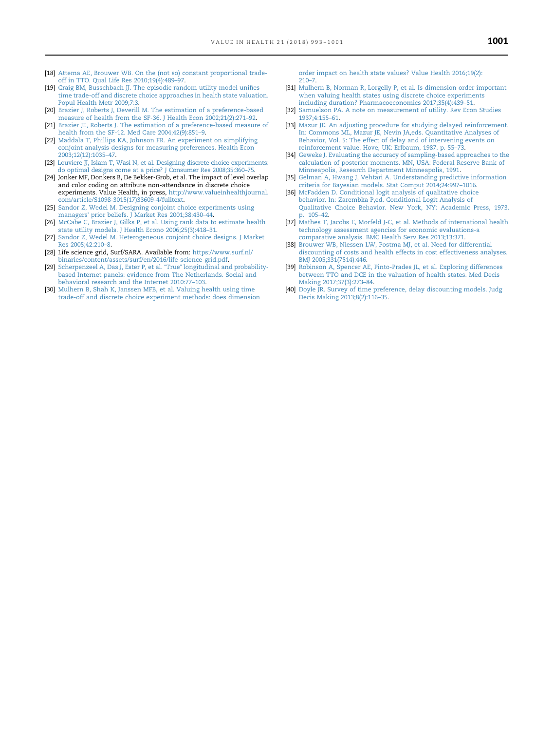[18] Attema AE, Brouwer WB. On the (not so) constant proportional trade-off in TTO. Qual Life Res 2010;19(4):489–97.

[19] Craig BM, Busschbach JJ. The episodic random utility model unifies time trade-off and discrete choice approaches in health state valuation. Popul Health Metr 2009;7:3.

[20] Brazier J, Roberts J, Deverill M. The estimation of a preference-based measure of health from the SF-36. J Health Econ 2002;21(2):271–92.

[21] Brazier JE, Roberts J. The estimation of a preference-based measure of health from the SF-12. Med Care 2004;42(9):851–9.

[22] Maddala T, Phillips KA, Johnson FR. An experiment on simplifying conjoint analysis designs for measuring preferences. Health Econ 2003;12(12):1035–47.

[23] Louviere JJ, Islam T, Wasi N, et al. Designing discrete choice experiments: do optimal designs come at a price? J Consumer Res 2008;35:360–75.

[24] Jonker MF, Donkers B, De Bekker-Grob, et al. The impact of level overlap and color coding on attribute non-attendance in discrete choice experiments. Value Health, in press, http://www.valueinhealthjournal.com/article/S1098-3015(17)33609-4/fulltext.

[25] Sandor Z, Wedel M. Designing conjoint choice experiments using managers' prior beliefs. J Market Res 2001;38:430–44.

[26] McCabe C, Brazier J, Gilks P, et al. Using rank data to estimate health state utility models. J Health Econo 2006;25(3):418–31.

[27] Sandor Z, Wedel M. Heterogeneous conjoint choice designs. J Market Res 2005;42:210–8.

[28] Life science grid, Surf/SARA. Available from: https://www.surf.nl/binaries/content/assets/surf/en/2016/life-science-grid.pdf.

[29] Scherpenzeel A, Das J, Ester P, et al. "True" longitudinal and probability-based Internet panels: evidence from The Netherlands. Social and behavioral research and the Internet 2010:77–103.

[30] Mulhern B, Shah K, Janssen MFB, et al. Valuing health using time trade-off and discrete choice experiment methods: does dimension order impact on health state values? Value Health 2016;19(2):210–7.

[31] Mulhern B, Norman R, Lorgelly P, et al. Is dimension order important when valuing health states using discrete choice experiments including duration? Pharmacoeconomics 2017;35(4):439–51.

[32] Samuelson PA. A note on measurement of utility. Rev Econ Studies 1937;4:155–61.

[33] Mazur JE. An adjusting procedure for studying delayed reinforcement. In: Commons ML, Mazur JE, Nevin JA,eds. Quantitative Analyses of Behavior, Vol. 5: The effect of delay and of intervening events on reinforcement value. Hove, UK: Erlbaum, 1987. p. 55–73.

[34] Geweke J. Evaluating the accuracy of sampling-based approaches to the calculation of posterior moments. MN, USA: Federal Reserve Bank of Minneapolis, Research Department Minneapolis, 1991.

[35] Gelman A, Hwang J, Vehtari A. Understanding predictive information criteria for Bayesian models. Stat Comput 2014;24:997–1016.

[36] McFadden D. Conditional logit analysis of qualitative choice behavior. In: Zarembka P,ed. Conditional Logit Analysis of Qualitative Choice Behavior. New York, NY: Academic Press, 1973. p. 105–42.

[37] Mathes T, Jacobs E, Morfeld J-C, et al. Methods of international health technology assessment agencies for economic evaluations-a comparative analysis. BMC Health Serv Res 2013;13:371.

[38] Brouwer WB, Niessen LW, Postma MJ, et al. Need for differential discounting of costs and health effects in cost effectiveness analyses. BMJ 2005;331(7514):446.

[39] Robinson A, Spencer AE, Pinto-Prades JL, et al. Exploring differences between TTO and DCE in the valuation of health states. Med Decis Making 2017;37(3):273–84.

[40] Doyle JR. Survey of time preference, delay discounting models. Judg Decis Making 2013;8(2):116–35.